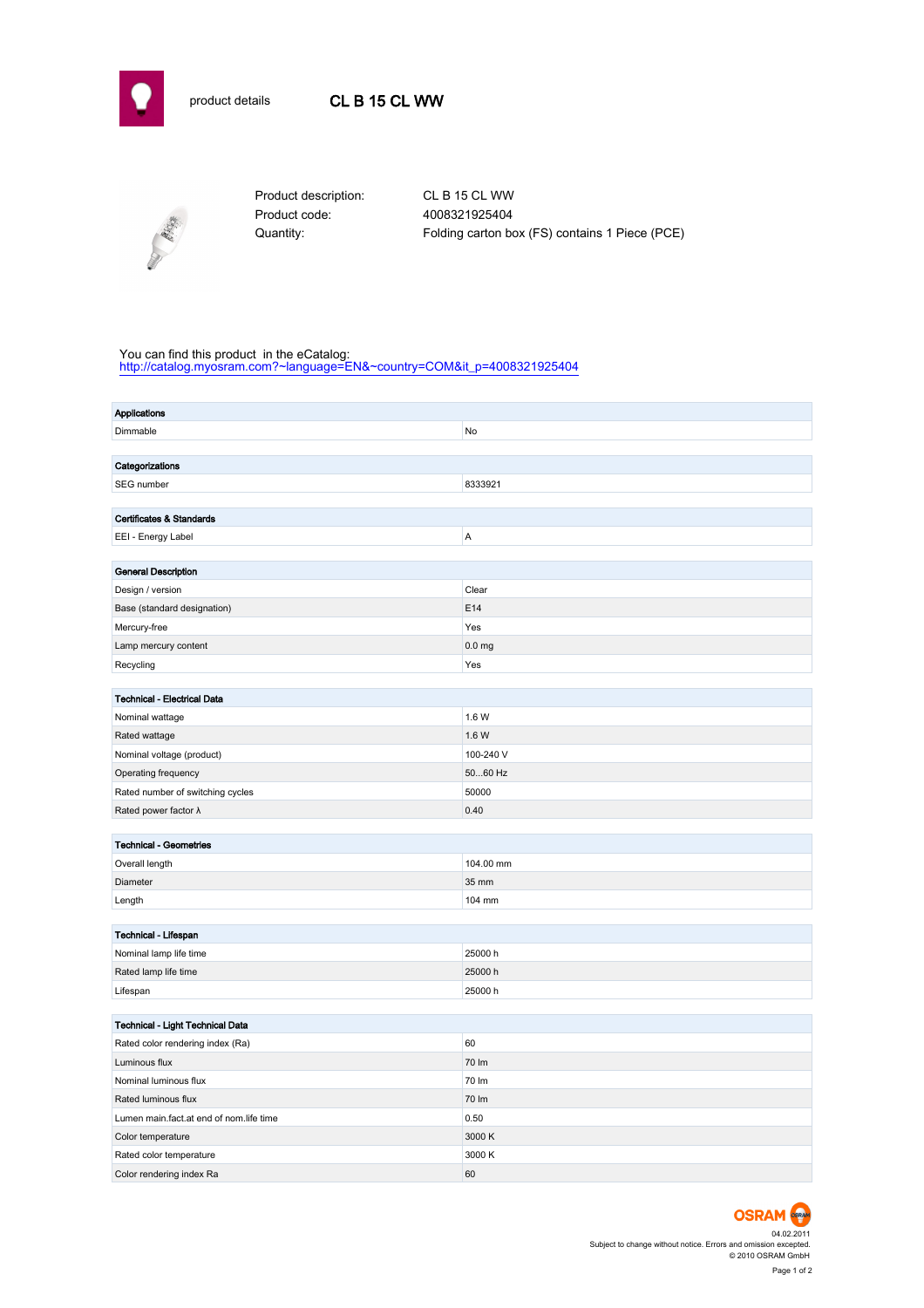product details

# CL B 15 CL WW

| | |
|---|---|
| Product description: | CL B 15 CL WW |
| Product code: | 4008321925404 |
| Quantity: | Folding carton box (FS) contains 1 Piece (PCE) |

You can find this product in the eCatalog:
http://catalog.myosram.com?~language=EN&~country=COM&it_p=4008321925404

| **Applications** | |
|---|---|
| Dimmable | No |

| **Categorizations** | |
|---|---|
| SEG number | 8333921 |

| **Certificates & Standards** | |
|---|---|
| EEI - Energy Label | A |

| **General Description** | |
|---|---|
| Design / version | Clear |
| Base (standard designation) | E14 |
| Mercury-free | Yes |
| Lamp mercury content | 0.0 mg |
| Recycling | Yes |

| **Technical - Electrical Data** | |
|---|---|
| Nominal wattage | 1.6 W |
| Rated wattage | 1.6 W |
| Nominal voltage (product) | 100-240 V |
| Operating frequency | 50...60 Hz |
| Rated number of switching cycles | 50000 |
| Rated power factor λ | 0.40 |

| **Technical - Geometries** | |
|---|---|
| Overall length | 104.00 mm |
| Diameter | 35 mm |
| Length | 104 mm |

| **Technical - Lifespan** | |
|---|---|
| Nominal lamp life time | 25000 h |
| Rated lamp life time | 25000 h |
| Lifespan | 25000 h |

| **Technical - Light Technical Data** | |
|---|---|
| Rated color rendering index (Ra) | 60 |
| Luminous flux | 70 lm |
| Nominal luminous flux | 70 lm |
| Rated luminous flux | 70 lm |
| Lumen main.fact.at end of nom.life time | 0.50 |
| Color temperature | 3000 K |
| Rated color temperature | 3000 K |
| Color rendering index Ra | 60 |

OSRAM

04.02.2011
Subject to change without notice. Errors and omission excepted.
© 2010 OSRAM GmbH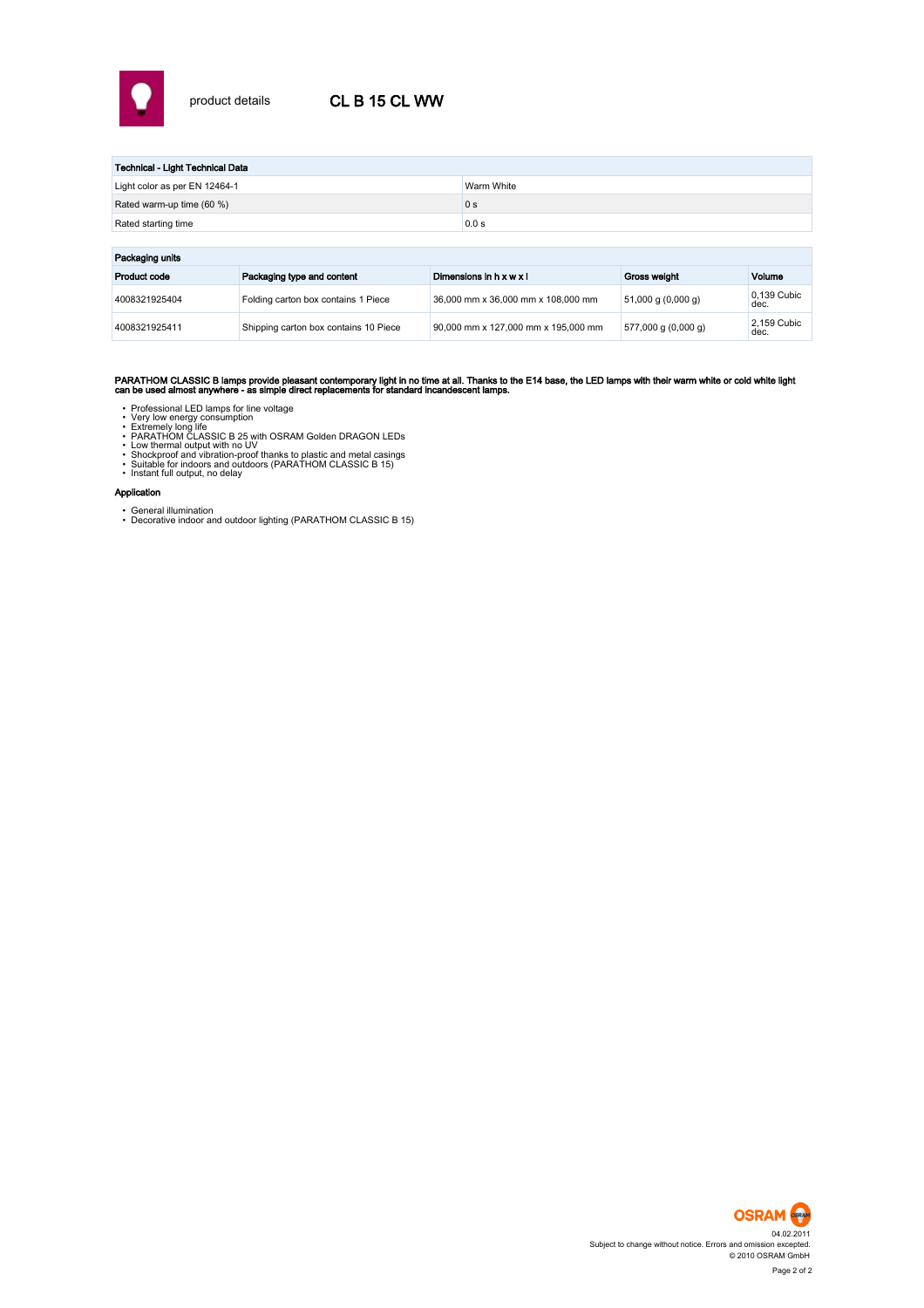product details **CL B 15 CL WW**

| Technical - Light Technical Data | |
|---|---|
| Light color as per EN 12464-1 | Warm White |
| Rated warm-up time (60 %) | 0 s |
| Rated starting time | 0.0 s |

**Packaging units**

| Product code | Packaging type and content | Dimensions in h x w x l | Gross weight | Volume |
|---|---|---|---|---|
| 4008321925404 | Folding carton box contains 1 Piece | 36,000 mm x 36,000 mm x 108,000 mm | 51,000 g (0,000 g) | 0,139 Cubic dec. |
| 4008321925411 | Shipping carton box contains 10 Piece | 90,000 mm x 127,000 mm x 195,000 mm | 577,000 g (0,000 g) | 2,159 Cubic dec. |

**PARATHOM CLASSIC B lamps provide pleasant contemporary light in no time at all. Thanks to the E14 base, the LED lamps with their warm white or cold white light can be used almost anywhere - as simple direct replacements for standard incandescent lamps.**

- Professional LED lamps for line voltage
- Very low energy consumption
- Extremely long life
- PARATHOM CLASSIC B 25 with OSRAM Golden DRAGON LEDs
- Low thermal output with no UV
- Shockproof and vibration-proof thanks to plastic and metal casings
- Suitable for indoors and outdoors (PARATHOM CLASSIC B 15)
- Instant full output, no delay

### Application

- General illumination
- Decorative indoor and outdoor lighting (PARATHOM CLASSIC B 15)

04.02.2011
Subject to change without notice. Errors and omission excepted.
© 2010 OSRAM GmbH